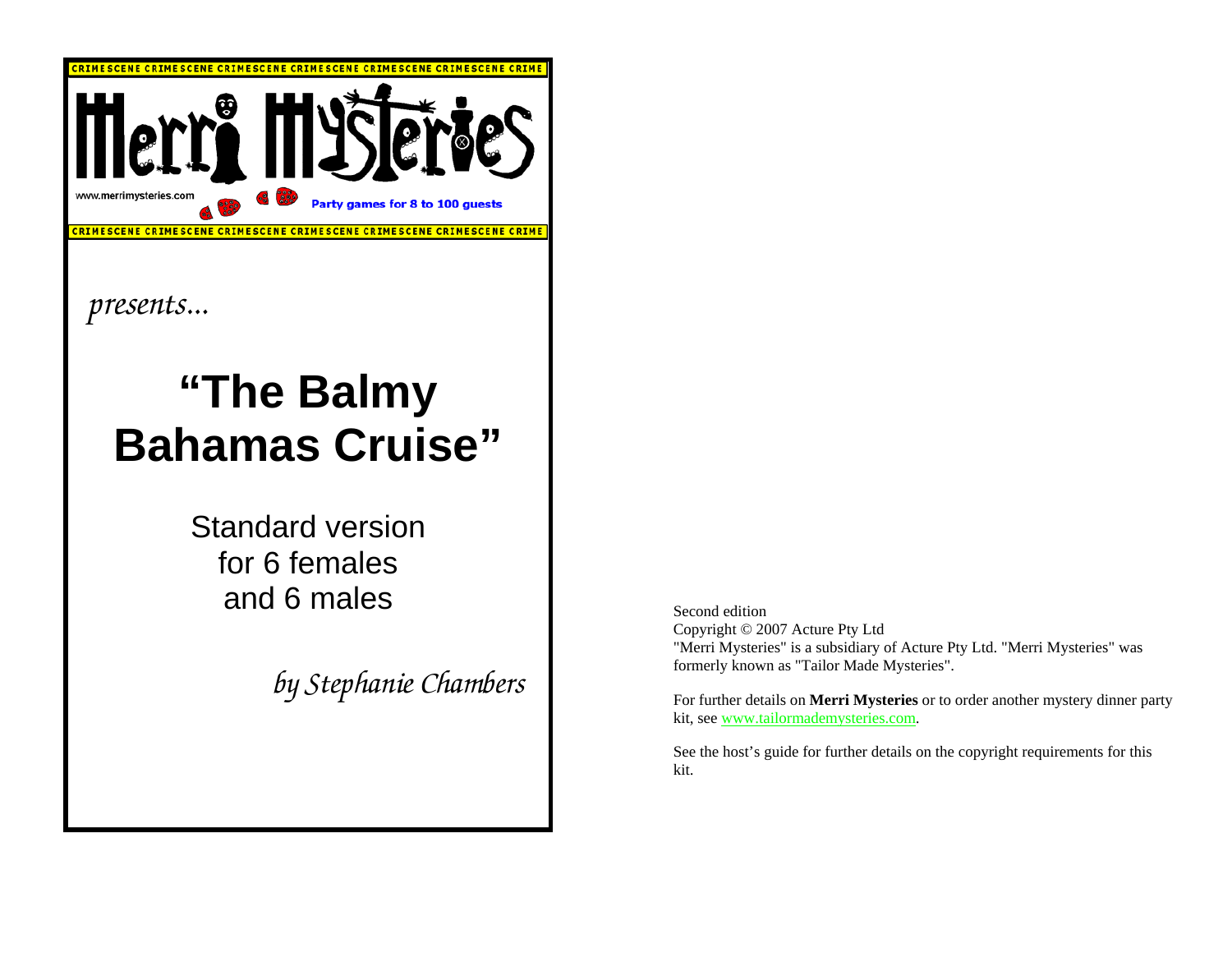CRIME SCENE CRIME SCENE CRIME SCENE CRIME SCENE CRIME SCENE CRIME SCENE CRIME

# Merri Mysteries

www.merrimysteries.com

**Party games for 8 to 100 guests**

CRIME SCENE CRIME SCENE CRIME SCENE CRIME SCENE CRIME SCENE CRIME SCENE CRIME

*presents...*

# "The Balmy Bahamas Cruise"

Standard version
for 6 females
and 6 males

*by Stephanie Chambers*

Second edition
Copyright © 2007 Acture Pty Ltd
"Merri Mysteries" is a subsidiary of Acture Pty Ltd. "Merri Mysteries" was formerly known as "Tailor Made Mysteries".

For further details on **Merri Mysteries** or to order another mystery dinner party kit, see www.tailormademysteries.com.

See the host's guide for further details on the copyright requirements for this kit.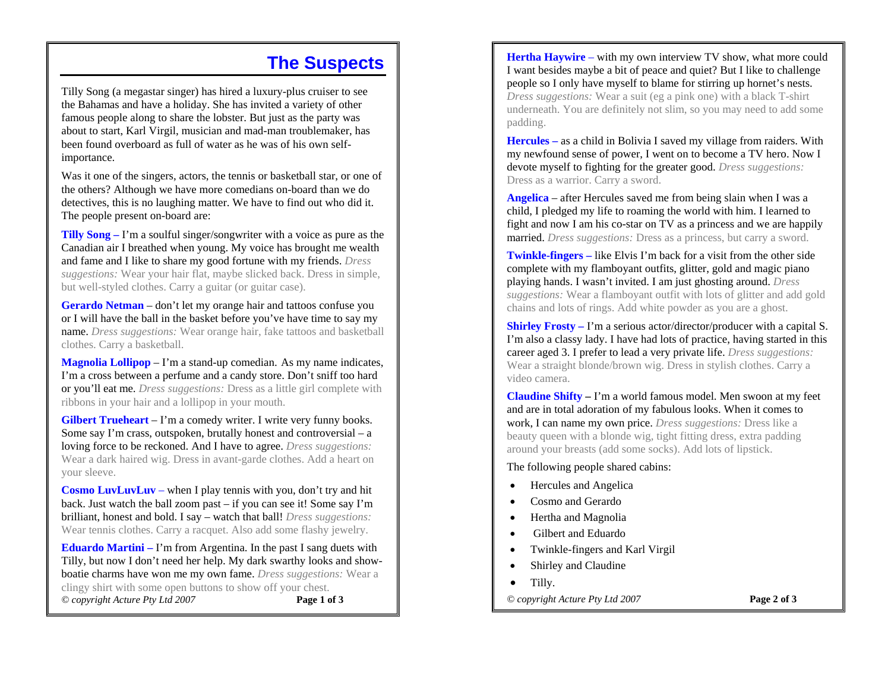# The Suspects

Tilly Song (a megastar singer) has hired a luxury-plus cruiser to see the Bahamas and have a holiday. She has invited a variety of other famous people along to share the lobster. But just as the party was about to start, Karl Virgil, musician and mad-man troublemaker, has been found overboard as full of water as he was of his own self-importance.

Was it one of the singers, actors, the tennis or basketball star, or one of the others? Although we have more comedians on-board than we do detectives, this is no laughing matter. We have to find out who did it. The people present on-board are:

**Tilly Song –** I'm a soulful singer/songwriter with a voice as pure as the Canadian air I breathed when young. My voice has brought me wealth and fame and I like to share my good fortune with my friends. *Dress suggestions:* Wear your hair flat, maybe slicked back. Dress in simple, but well-styled clothes. Carry a guitar (or guitar case).

**Gerardo Netman** – don't let my orange hair and tattoos confuse you or I will have the ball in the basket before you've have time to say my name. *Dress suggestions:* Wear orange hair, fake tattoos and basketball clothes. Carry a basketball.

**Magnolia Lollipop** – I'm a stand-up comedian. As my name indicates, I'm a cross between a perfume and a candy store. Don't sniff too hard or you'll eat me. *Dress suggestions:* Dress as a little girl complete with ribbons in your hair and a lollipop in your mouth.

**Gilbert Trueheart** – I'm a comedy writer. I write very funny books. Some say I'm crass, outspoken, brutally honest and controversial – a loving force to be reckoned. And I have to agree. *Dress suggestions:* Wear a dark haired wig. Dress in avant-garde clothes. Add a heart on your sleeve.

**Cosmo LuvLuvLuv** – when I play tennis with you, don't try and hit back. Just watch the ball zoom past – if you can see it! Some say I'm brilliant, honest and bold. I say – watch that ball! *Dress suggestions:* Wear tennis clothes. Carry a racquet. Also add some flashy jewelry.

**Eduardo Martini –** I'm from Argentina. In the past I sang duets with Tilly, but now I don't need her help. My dark swarthy looks and show-boatie charms have won me my own fame. *Dress suggestions:* Wear a clingy shirt with some open buttons to show off your chest.

**Hertha Haywire** – with my own interview TV show, what more could I want besides maybe a bit of peace and quiet? But I like to challenge people so I only have myself to blame for stirring up hornet's nests. *Dress suggestions:* Wear a suit (eg a pink one) with a black T-shirt underneath. You are definitely not slim, so you may need to add some padding.

**Hercules –** as a child in Bolivia I saved my village from raiders. With my newfound sense of power, I went on to become a TV hero. Now I devote myself to fighting for the greater good. *Dress suggestions:* Dress as a warrior. Carry a sword.

**Angelica** – after Hercules saved me from being slain when I was a child, I pledged my life to roaming the world with him. I learned to fight and now I am his co-star on TV as a princess and we are happily married. *Dress suggestions:* Dress as a princess, but carry a sword.

**Twinkle-fingers –** like Elvis I'm back for a visit from the other side complete with my flamboyant outfits, glitter, gold and magic piano playing hands. I wasn't invited. I am just ghosting around. *Dress suggestions:* Wear a flamboyant outfit with lots of glitter and add gold chains and lots of rings. Add white powder as you are a ghost.

**Shirley Frosty –** I'm a serious actor/director/producer with a capital S. I'm also a classy lady. I have had lots of practice, having started in this career aged 3. I prefer to lead a very private life. *Dress suggestions:* Wear a straight blonde/brown wig. Dress in stylish clothes. Carry a video camera.

**Claudine Shifty –** I'm a world famous model. Men swoon at my feet and are in total adoration of my fabulous looks. When it comes to work, I can name my own price. *Dress suggestions:* Dress like a beauty queen with a blonde wig, tight fitting dress, extra padding around your breasts (add some socks). Add lots of lipstick.

The following people shared cabins:

- Hercules and Angelica
- Cosmo and Gerardo
- Hertha and Magnolia
- Gilbert and Eduardo
- Twinkle-fingers and Karl Virgil
- Shirley and Claudine
- Tilly.

*© copyright Acture Pty Ltd 2007*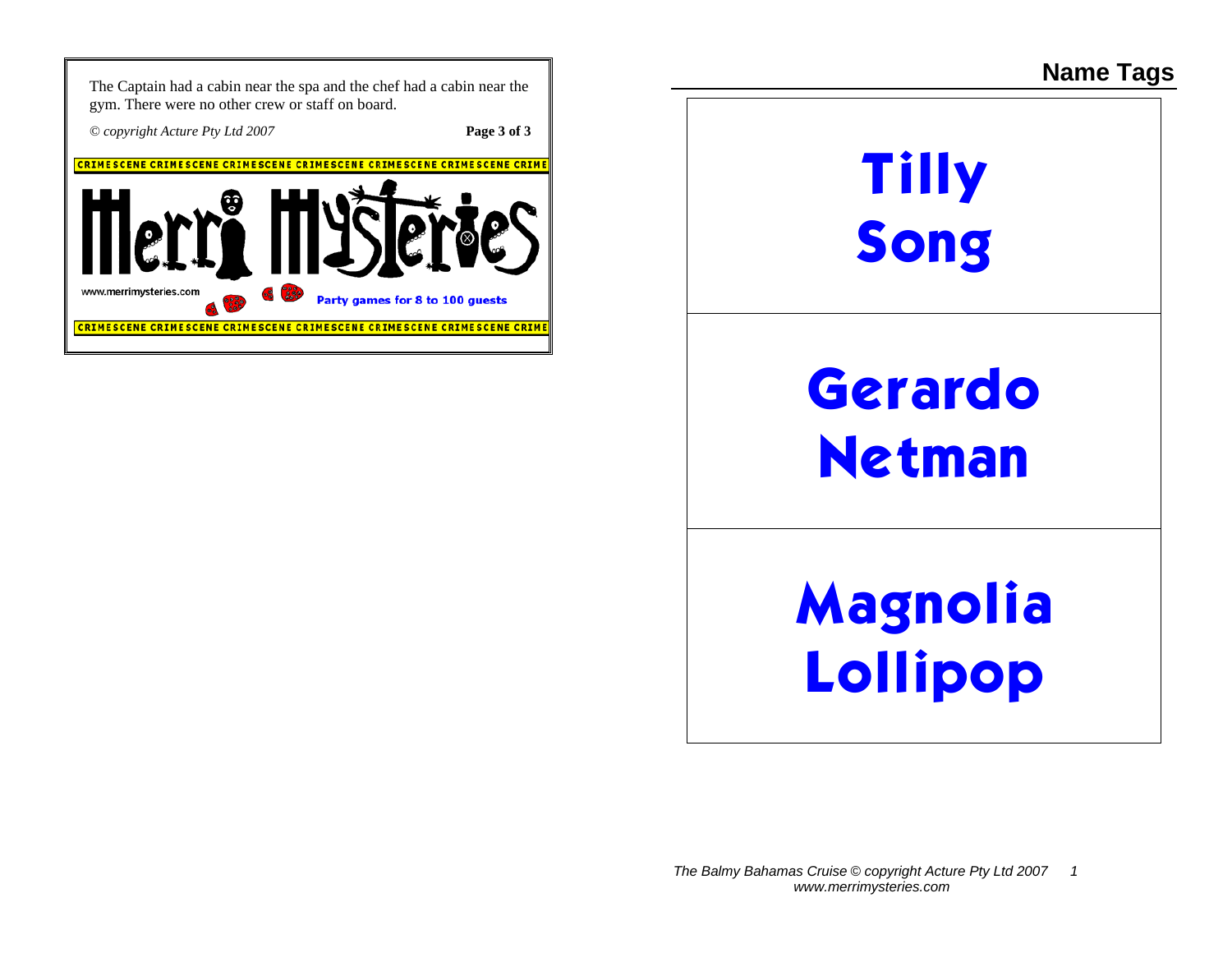The Captain had a cabin near the spa and the chef had a cabin near the gym. There were no other crew or staff on board.

*© copyright Acture Pty Ltd 2007* **Page 3 of 3**

CRIMESCENE CRIMESCENE CRIMESCENE CRIMESCENE CRIMESCENE CRIMESCENE CRIME

Merri Mysteries

www.merrimysteries.com

**Party games for 8 to 100 guests**

CRIMESCENE CRIMESCENE CRIMESCENE CRIMESCENE CRIMESCENE CRIMESCENE CRIME

## Name Tags

**Tilly Song**

**Gerardo Netman**

**Magnolia Lollipop**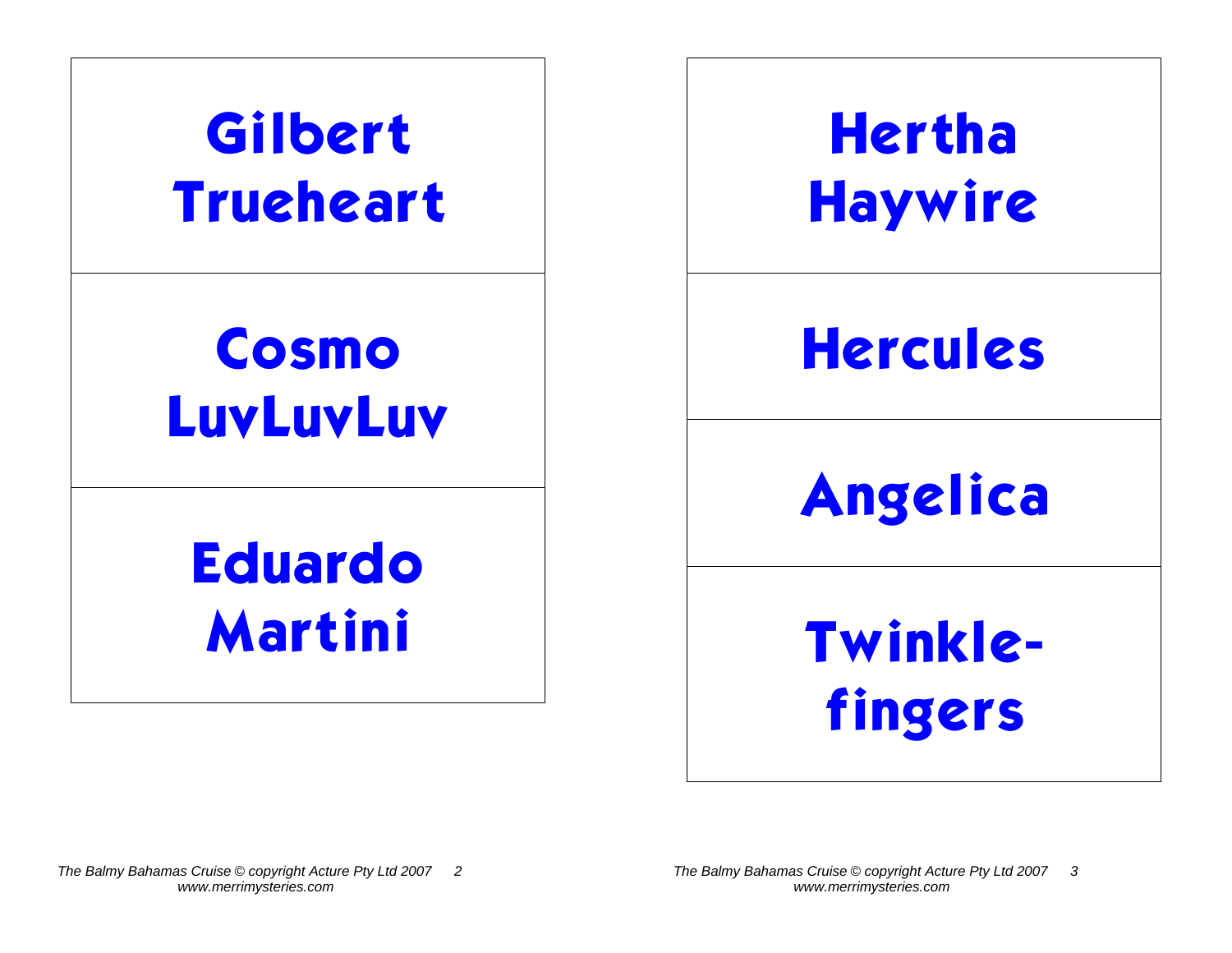Gilbert Trueheart

Cosmo LuvLuvLuv

Eduardo Martini

Hertha Haywire

Hercules

Angelica

Twinkle-fingers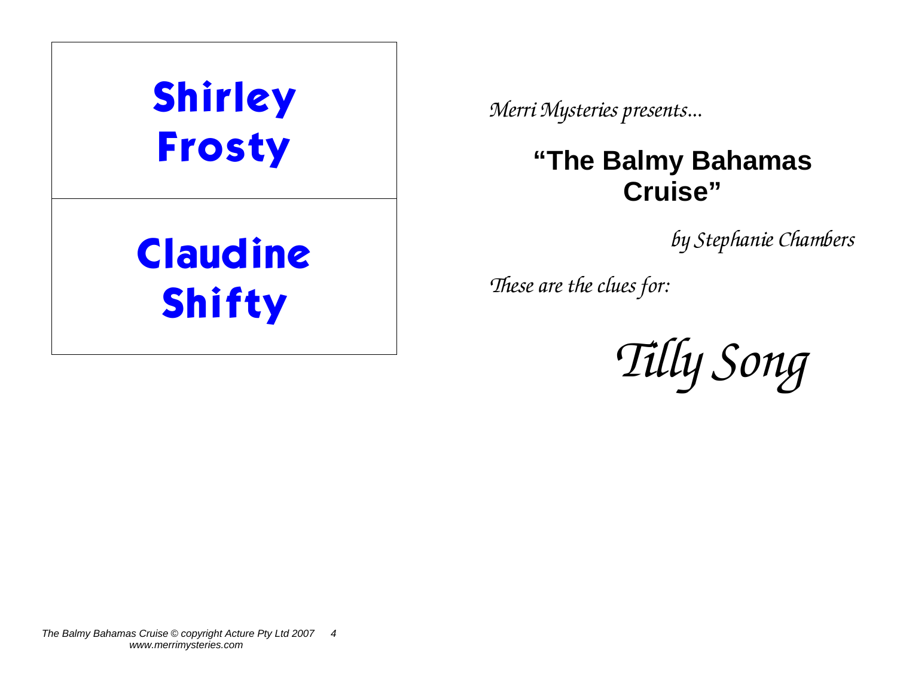**Shirley Frosty**

**Claudine Shifty**

*Merri Mysteries presents...*

# "The Balmy Bahamas Cruise"

*by Stephanie Chambers*

*These are the clues for:*

## *Tilly Song*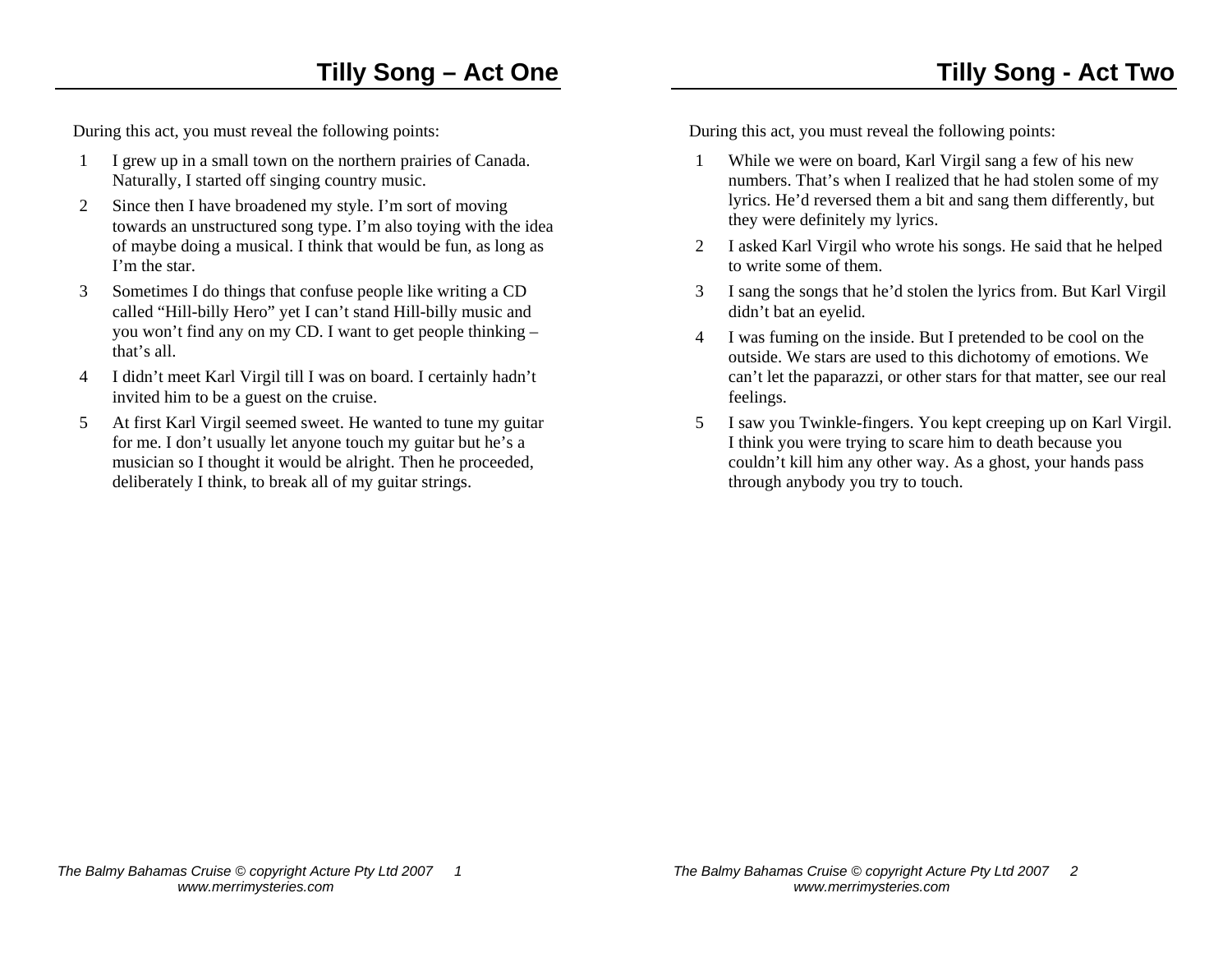# Tilly Song – Act One

During this act, you must reveal the following points:

1. I grew up in a small town on the northern prairies of Canada. Naturally, I started off singing country music.
2. Since then I have broadened my style. I'm sort of moving towards an unstructured song type. I'm also toying with the idea of maybe doing a musical. I think that would be fun, as long as I'm the star.
3. Sometimes I do things that confuse people like writing a CD called "Hill-billy Hero" yet I can't stand Hill-billy music and you won't find any on my CD. I want to get people thinking – that's all.
4. I didn't meet Karl Virgil till I was on board. I certainly hadn't invited him to be a guest on the cruise.
5. At first Karl Virgil seemed sweet. He wanted to tune my guitar for me. I don't usually let anyone touch my guitar but he's a musician so I thought it would be alright. Then he proceeded, deliberately I think, to break all of my guitar strings.

# Tilly Song - Act Two

During this act, you must reveal the following points:

1. While we were on board, Karl Virgil sang a few of his new numbers. That's when I realized that he had stolen some of my lyrics. He'd reversed them a bit and sang them differently, but they were definitely my lyrics.
2. I asked Karl Virgil who wrote his songs. He said that he helped to write some of them.
3. I sang the songs that he'd stolen the lyrics from. But Karl Virgil didn't bat an eyelid.
4. I was fuming on the inside. But I pretended to be cool on the outside. We stars are used to this dichotomy of emotions. We can't let the paparazzi, or other stars for that matter, see our real feelings.
5. I saw you Twinkle-fingers. You kept creeping up on Karl Virgil. I think you were trying to scare him to death because you couldn't kill him any other way. As a ghost, your hands pass through anybody you try to touch.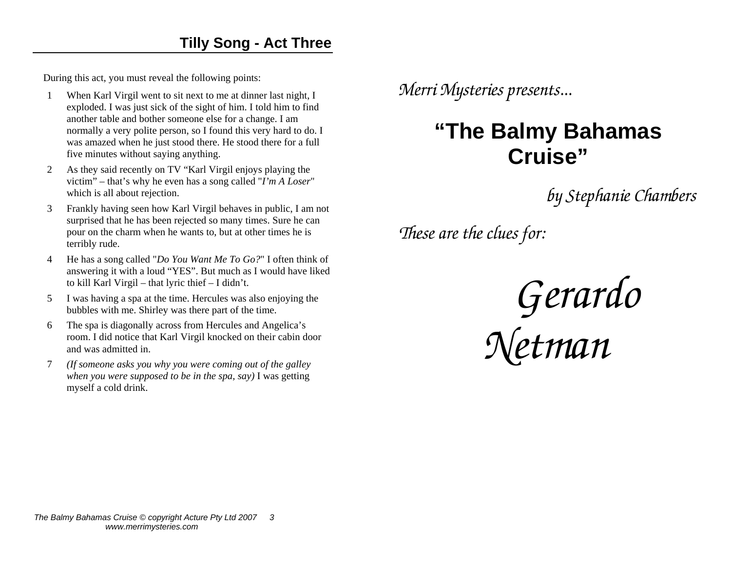## Tilly Song - Act Three

During this act, you must reveal the following points:

1. When Karl Virgil went to sit next to me at dinner last night, I exploded. I was just sick of the sight of him. I told him to find another table and bother someone else for a change. I am normally a very polite person, so I found this very hard to do. I was amazed when he just stood there. He stood there for a full five minutes without saying anything.
2. As they said recently on TV "Karl Virgil enjoys playing the victim" – that's why he even has a song called "*I'm A Loser*" which is all about rejection.
3. Frankly having seen how Karl Virgil behaves in public, I am not surprised that he has been rejected so many times. Sure he can pour on the charm when he wants to, but at other times he is terribly rude.
4. He has a song called "*Do You Want Me To Go?*" I often think of answering it with a loud "YES". But much as I would have liked to kill Karl Virgil – that lyric thief – I didn't.
5. I was having a spa at the time. Hercules was also enjoying the bubbles with me. Shirley was there part of the time.
6. The spa is diagonally across from Hercules and Angelica's room. I did notice that Karl Virgil knocked on their cabin door and was admitted in.
7. *(If someone asks you why you were coming out of the galley when you were supposed to be in the spa, say)* I was getting myself a cold drink.

*Merri Mysteries presents...*

# "The Balmy Bahamas Cruise"

*by Stephanie Chambers*

*These are the clues for:*

*Gerardo Netman*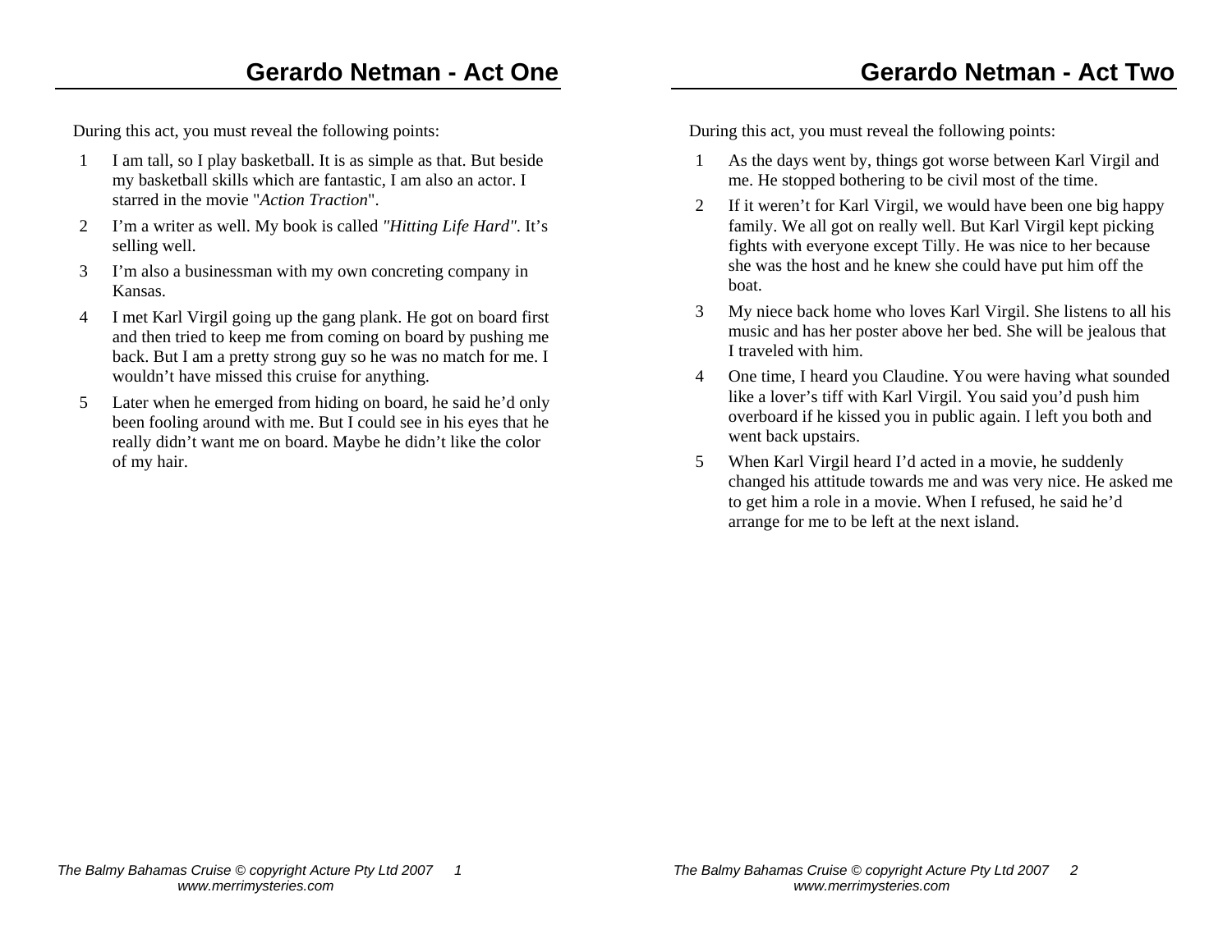# Gerardo Netman - Act One

During this act, you must reveal the following points:

1. I am tall, so I play basketball. It is as simple as that. But beside my basketball skills which are fantastic, I am also an actor. I starred in the movie "*Action Traction*".
2. I'm a writer as well. My book is called *"Hitting Life Hard"*. It's selling well.
3. I'm also a businessman with my own concreting company in Kansas.
4. I met Karl Virgil going up the gang plank. He got on board first and then tried to keep me from coming on board by pushing me back. But I am a pretty strong guy so he was no match for me. I wouldn't have missed this cruise for anything.
5. Later when he emerged from hiding on board, he said he'd only been fooling around with me. But I could see in his eyes that he really didn't want me on board. Maybe he didn't like the color of my hair.

# Gerardo Netman - Act Two

During this act, you must reveal the following points:

1. As the days went by, things got worse between Karl Virgil and me. He stopped bothering to be civil most of the time.
2. If it weren't for Karl Virgil, we would have been one big happy family. We all got on really well. But Karl Virgil kept picking fights with everyone except Tilly. He was nice to her because she was the host and he knew she could have put him off the boat.
3. My niece back home who loves Karl Virgil. She listens to all his music and has her poster above her bed. She will be jealous that I traveled with him.
4. One time, I heard you Claudine. You were having what sounded like a lover's tiff with Karl Virgil. You said you'd push him overboard if he kissed you in public again. I left you both and went back upstairs.
5. When Karl Virgil heard I'd acted in a movie, he suddenly changed his attitude towards me and was very nice. He asked me to get him a role in a movie. When I refused, he said he'd arrange for me to be left at the next island.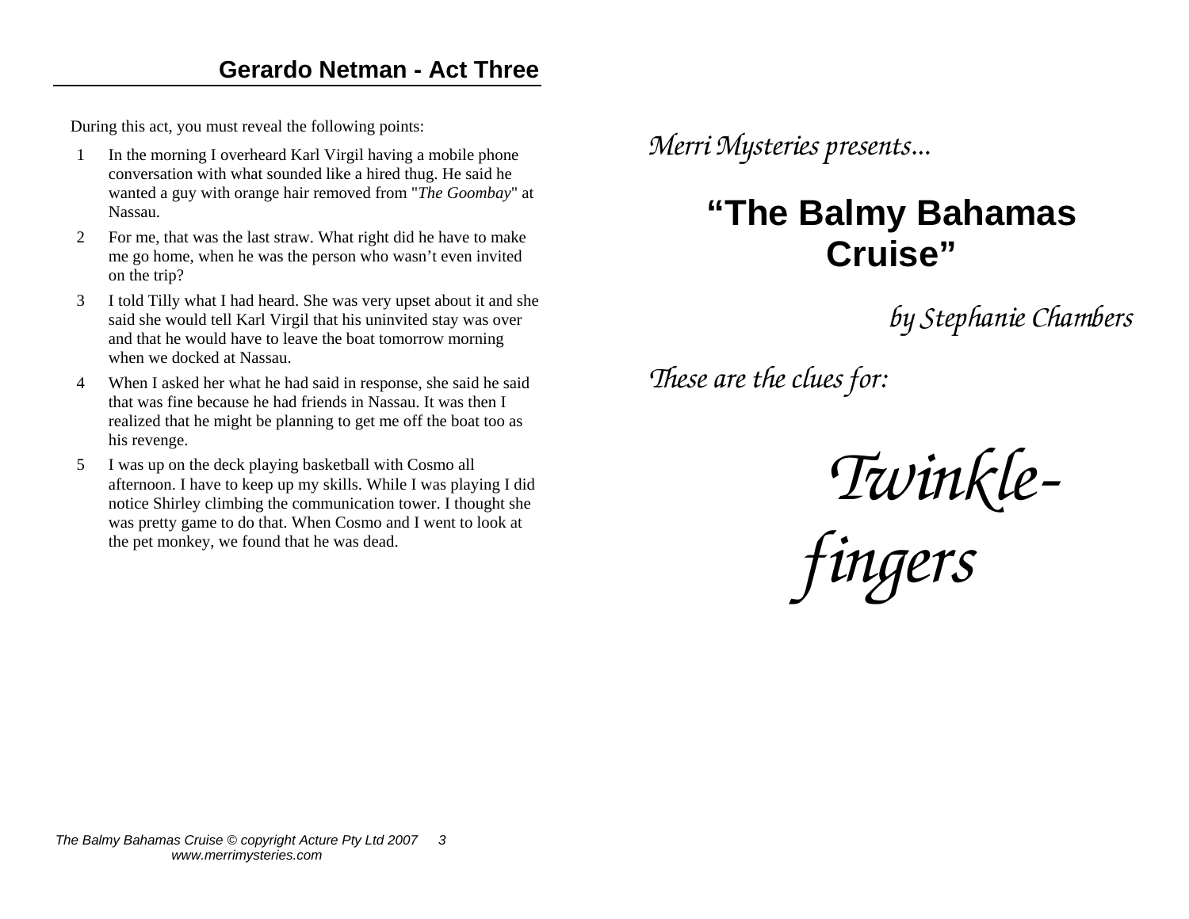## Gerardo Netman - Act Three

During this act, you must reveal the following points:

1. In the morning I overheard Karl Virgil having a mobile phone conversation with what sounded like a hired thug. He said he wanted a guy with orange hair removed from "*The Goombay*" at Nassau.
2. For me, that was the last straw. What right did he have to make me go home, when he was the person who wasn't even invited on the trip?
3. I told Tilly what I had heard. She was very upset about it and she said she would tell Karl Virgil that his uninvited stay was over and that he would have to leave the boat tomorrow morning when we docked at Nassau.
4. When I asked her what he had said in response, she said he said that was fine because he had friends in Nassau. It was then I realized that he might be planning to get me off the boat too as his revenge.
5. I was up on the deck playing basketball with Cosmo all afternoon. I have to keep up my skills. While I was playing I did notice Shirley climbing the communication tower. I thought she was pretty game to do that. When Cosmo and I went to look at the pet monkey, we found that he was dead.

*Merri Mysteries presents...*

# "The Balmy Bahamas Cruise"

*by Stephanie Chambers*

*These are the clues for:*

*Twinkle-fingers*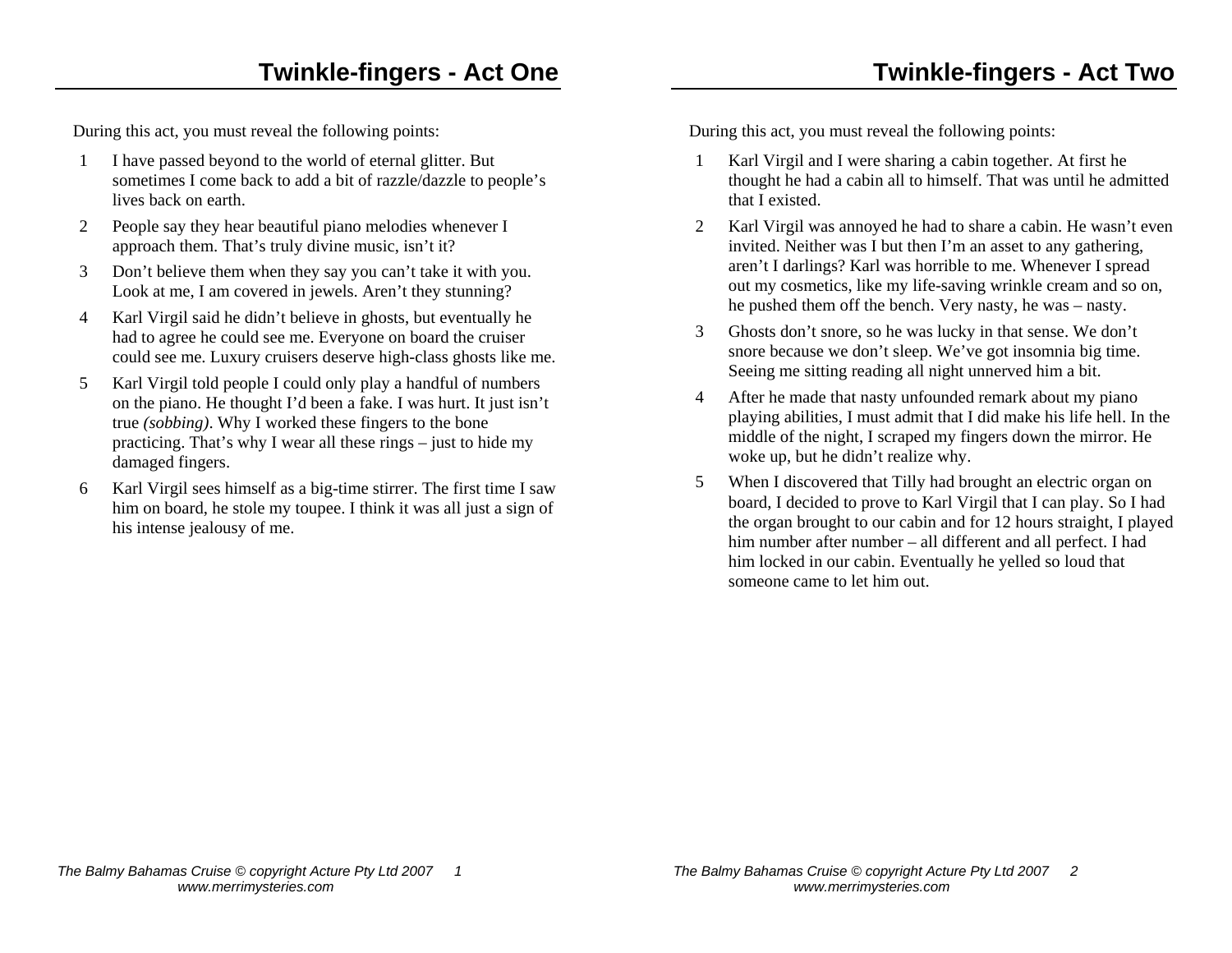# Twinkle-fingers - Act One

During this act, you must reveal the following points:

1. I have passed beyond to the world of eternal glitter. But sometimes I come back to add a bit of razzle/dazzle to people's lives back on earth.
2. People say they hear beautiful piano melodies whenever I approach them. That's truly divine music, isn't it?
3. Don't believe them when they say you can't take it with you. Look at me, I am covered in jewels. Aren't they stunning?
4. Karl Virgil said he didn't believe in ghosts, but eventually he had to agree he could see me. Everyone on board the cruiser could see me. Luxury cruisers deserve high-class ghosts like me.
5. Karl Virgil told people I could only play a handful of numbers on the piano. He thought I'd been a fake. I was hurt. It just isn't true *(sobbing)*. Why I worked these fingers to the bone practicing. That's why I wear all these rings – just to hide my damaged fingers.
6. Karl Virgil sees himself as a big-time stirrer. The first time I saw him on board, he stole my toupee. I think it was all just a sign of his intense jealousy of me.

# Twinkle-fingers - Act Two

During this act, you must reveal the following points:

1. Karl Virgil and I were sharing a cabin together. At first he thought he had a cabin all to himself. That was until he admitted that I existed.
2. Karl Virgil was annoyed he had to share a cabin. He wasn't even invited. Neither was I but then I'm an asset to any gathering, aren't I darlings? Karl was horrible to me. Whenever I spread out my cosmetics, like my life-saving wrinkle cream and so on, he pushed them off the bench. Very nasty, he was – nasty.
3. Ghosts don't snore, so he was lucky in that sense. We don't snore because we don't sleep. We've got insomnia big time. Seeing me sitting reading all night unnerved him a bit.
4. After he made that nasty unfounded remark about my piano playing abilities, I must admit that I did make his life hell. In the middle of the night, I scraped my fingers down the mirror. He woke up, but he didn't realize why.
5. When I discovered that Tilly had brought an electric organ on board, I decided to prove to Karl Virgil that I can play. So I had the organ brought to our cabin and for 12 hours straight, I played him number after number – all different and all perfect. I had him locked in our cabin. Eventually he yelled so loud that someone came to let him out.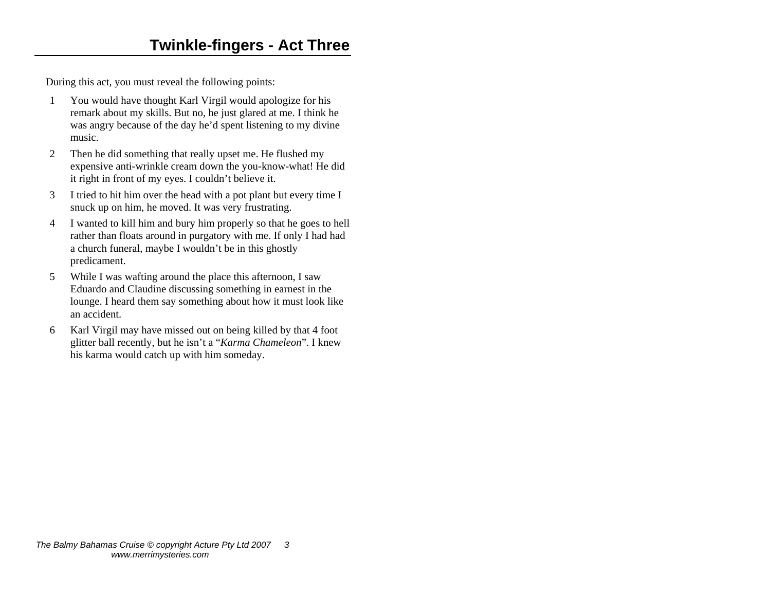## Twinkle-fingers - Act Three

During this act, you must reveal the following points:

1. You would have thought Karl Virgil would apologize for his remark about my skills. But no, he just glared at me. I think he was angry because of the day he'd spent listening to my divine music.
2. Then he did something that really upset me. He flushed my expensive anti-wrinkle cream down the you-know-what! He did it right in front of my eyes. I couldn't believe it.
3. I tried to hit him over the head with a pot plant but every time I snuck up on him, he moved. It was very frustrating.
4. I wanted to kill him and bury him properly so that he goes to hell rather than floats around in purgatory with me. If only I had had a church funeral, maybe I wouldn't be in this ghostly predicament.
5. While I was wafting around the place this afternoon, I saw Eduardo and Claudine discussing something in earnest in the lounge. I heard them say something about how it must look like an accident.
6. Karl Virgil may have missed out on being killed by that 4 foot glitter ball recently, but he isn't a "*Karma Chameleon*". I knew his karma would catch up with him someday.